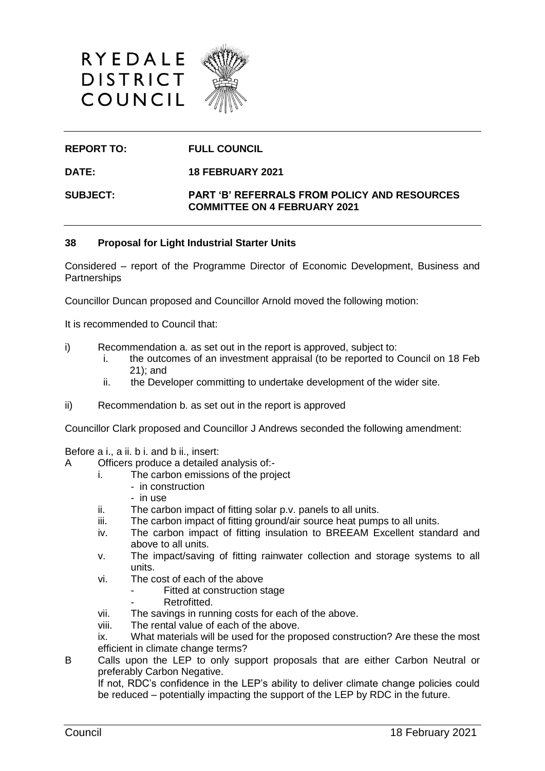RYEDALE DISTRICT COUNCIL

| | |
|---|---|
| **REPORT TO:** | **FULL COUNCIL** |
| **DATE:** | **18 FEBRUARY 2021** |
| **SUBJECT:** | **PART 'B' REFERRALS FROM POLICY AND RESOURCES COMMITTEE ON 4 FEBRUARY 2021** |

### 38 Proposal for Light Industrial Starter Units

Considered – report of the Programme Director of Economic Development, Business and Partnerships

Councillor Duncan proposed and Councillor Arnold moved the following motion:

It is recommended to Council that:

i) Recommendation a. as set out in the report is approved, subject to:
   i. the outcomes of an investment appraisal (to be reported to Council on 18 Feb 21); and
   ii. the Developer committing to undertake development of the wider site.

ii) Recommendation b. as set out in the report is approved

Councillor Clark proposed and Councillor J Andrews seconded the following amendment:

Before a i., a ii. b i. and b ii., insert:

A Officers produce a detailed analysis of:-
   i. The carbon emissions of the project
      - in construction
      - in use
   ii. The carbon impact of fitting solar p.v. panels to all units.
   iii. The carbon impact of fitting ground/air source heat pumps to all units.
   iv. The carbon impact of fitting insulation to BREEAM Excellent standard and above to all units.
   v. The impact/saving of fitting rainwater collection and storage systems to all units.
   vi. The cost of each of the above
      - Fitted at construction stage
      - Retrofitted.
   vii. The savings in running costs for each of the above.
   viii. The rental value of each of the above.
   ix. What materials will be used for the proposed construction? Are these the most efficient in climate change terms?

B Calls upon the LEP to only support proposals that are either Carbon Neutral or preferably Carbon Negative.
   If not, RDC's confidence in the LEP's ability to deliver climate change policies could be reduced – potentially impacting the support of the LEP by RDC in the future.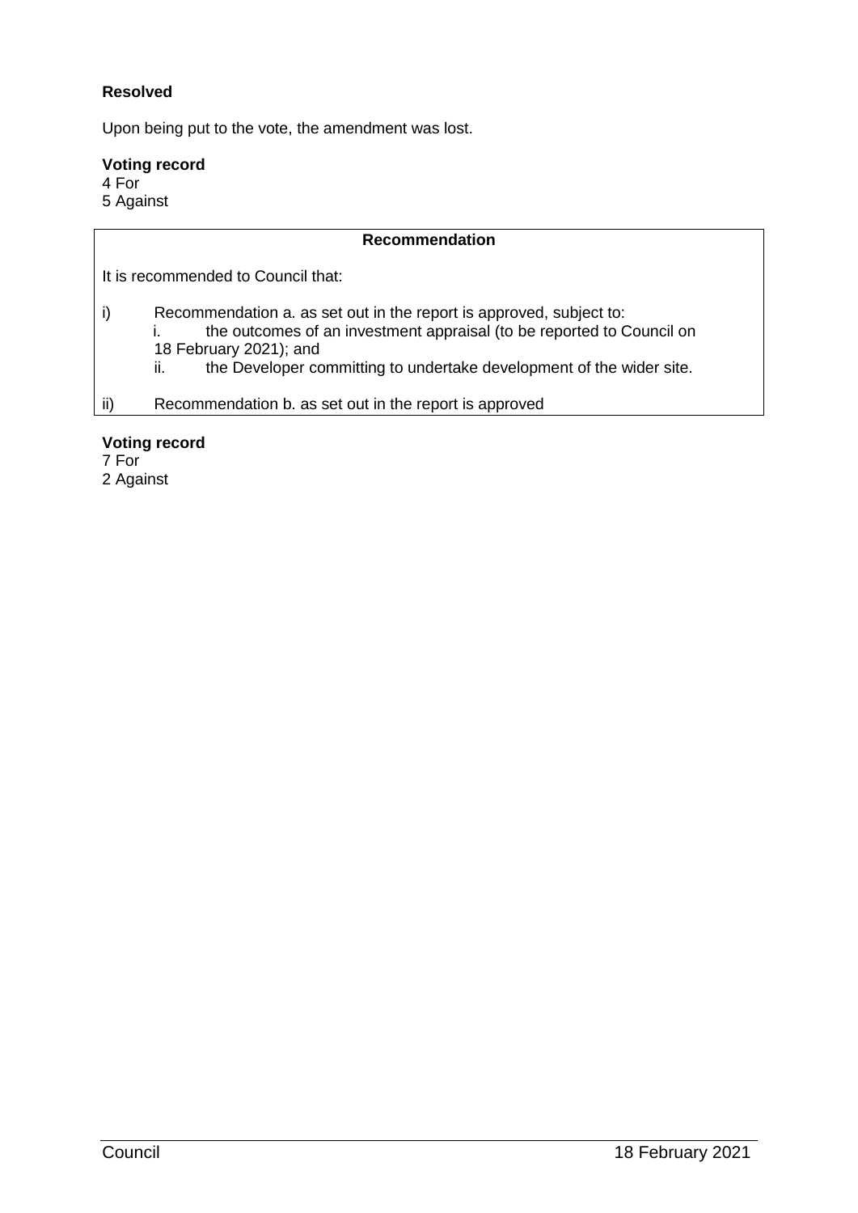**Resolved**

Upon being put to the vote, the amendment was lost.

**Voting record**
4 For
5 Against

**Recommendation**

It is recommended to Council that:

i) Recommendation a. as set out in the report is approved, subject to:
   i. the outcomes of an investment appraisal (to be reported to Council on 18 February 2021); and
   ii. the Developer committing to undertake development of the wider site.

ii) Recommendation b. as set out in the report is approved

**Voting record**
7 For
2 Against